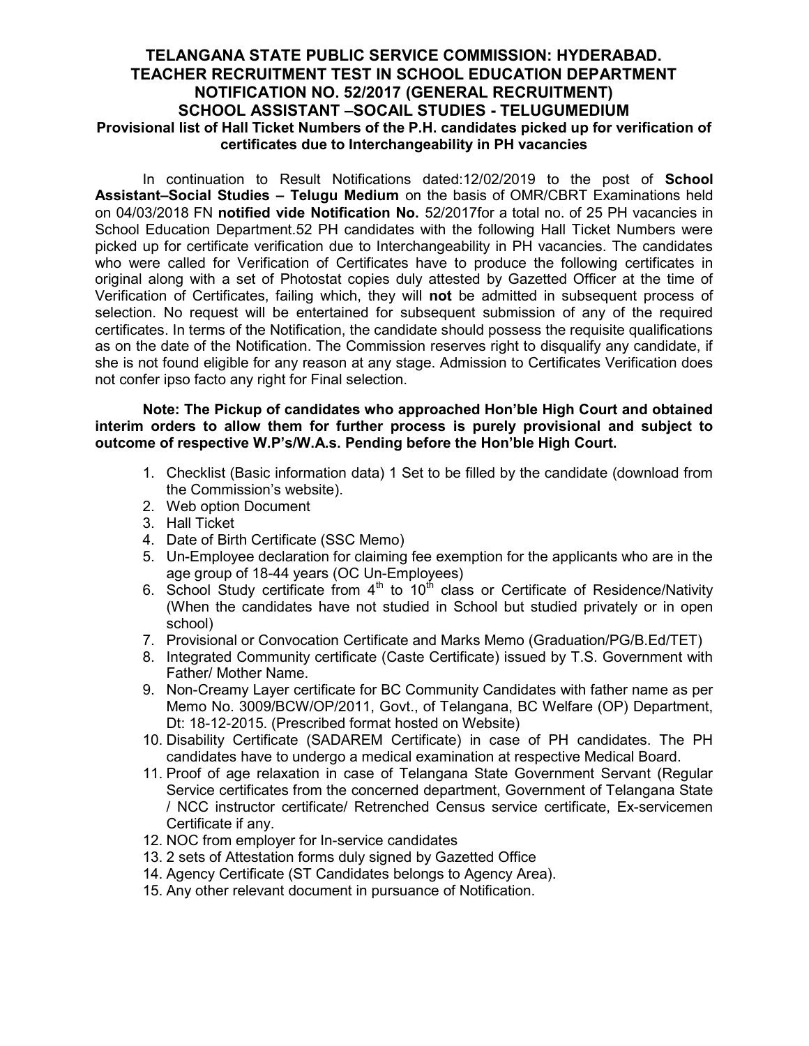# TELANGANA STATE PUBLIC SERVICE COMMISSION: HYDERABAD.
# TEACHER RECRUITMENT TEST IN SCHOOL EDUCATION DEPARTMENT
# NOTIFICATION NO. 52/2017 (GENERAL RECRUITMENT)
# SCHOOL ASSISTANT –SOCAIL STUDIES - TELUGUMEDIUM

**Provisional list of Hall Ticket Numbers of the P.H. candidates picked up for verification of certificates due to Interchangeability in PH vacancies**

In continuation to Result Notifications dated:12/02/2019 to the post of **School Assistant–Social Studies – Telugu Medium** on the basis of OMR/CBRT Examinations held on 04/03/2018 FN **notified vide Notification No.** 52/2017for a total no. of 25 PH vacancies in School Education Department.52 PH candidates with the following Hall Ticket Numbers were picked up for certificate verification due to Interchangeability in PH vacancies. The candidates who were called for Verification of Certificates have to produce the following certificates in original along with a set of Photostat copies duly attested by Gazetted Officer at the time of Verification of Certificates, failing which, they will **not** be admitted in subsequent process of selection. No request will be entertained for subsequent submission of any of the required certificates. In terms of the Notification, the candidate should possess the requisite qualifications as on the date of the Notification. The Commission reserves right to disqualify any candidate, if she is not found eligible for any reason at any stage. Admission to Certificates Verification does not confer ipso facto any right for Final selection.

**Note: The Pickup of candidates who approached Hon'ble High Court and obtained interim orders to allow them for further process is purely provisional and subject to outcome of respective W.P's/W.A.s. Pending before the Hon'ble High Court.**

1. Checklist (Basic information data) 1 Set to be filled by the candidate (download from the Commission's website).
2. Web option Document
3. Hall Ticket
4. Date of Birth Certificate (SSC Memo)
5. Un-Employee declaration for claiming fee exemption for the applicants who are in the age group of 18-44 years (OC Un-Employees)
6. School Study certificate from 4th to 10th class or Certificate of Residence/Nativity (When the candidates have not studied in School but studied privately or in open school)
7. Provisional or Convocation Certificate and Marks Memo (Graduation/PG/B.Ed/TET)
8. Integrated Community certificate (Caste Certificate) issued by T.S. Government with Father/ Mother Name.
9. Non-Creamy Layer certificate for BC Community Candidates with father name as per Memo No. 3009/BCW/OP/2011, Govt., of Telangana, BC Welfare (OP) Department, Dt: 18-12-2015. (Prescribed format hosted on Website)
10. Disability Certificate (SADAREM Certificate) in case of PH candidates. The PH candidates have to undergo a medical examination at respective Medical Board.
11. Proof of age relaxation in case of Telangana State Government Servant (Regular Service certificates from the concerned department, Government of Telangana State / NCC instructor certificate/ Retrenched Census service certificate, Ex-servicemen Certificate if any.
12. NOC from employer for In-service candidates
13. 2 sets of Attestation forms duly signed by Gazetted Office
14. Agency Certificate (ST Candidates belongs to Agency Area).
15. Any other relevant document in pursuance of Notification.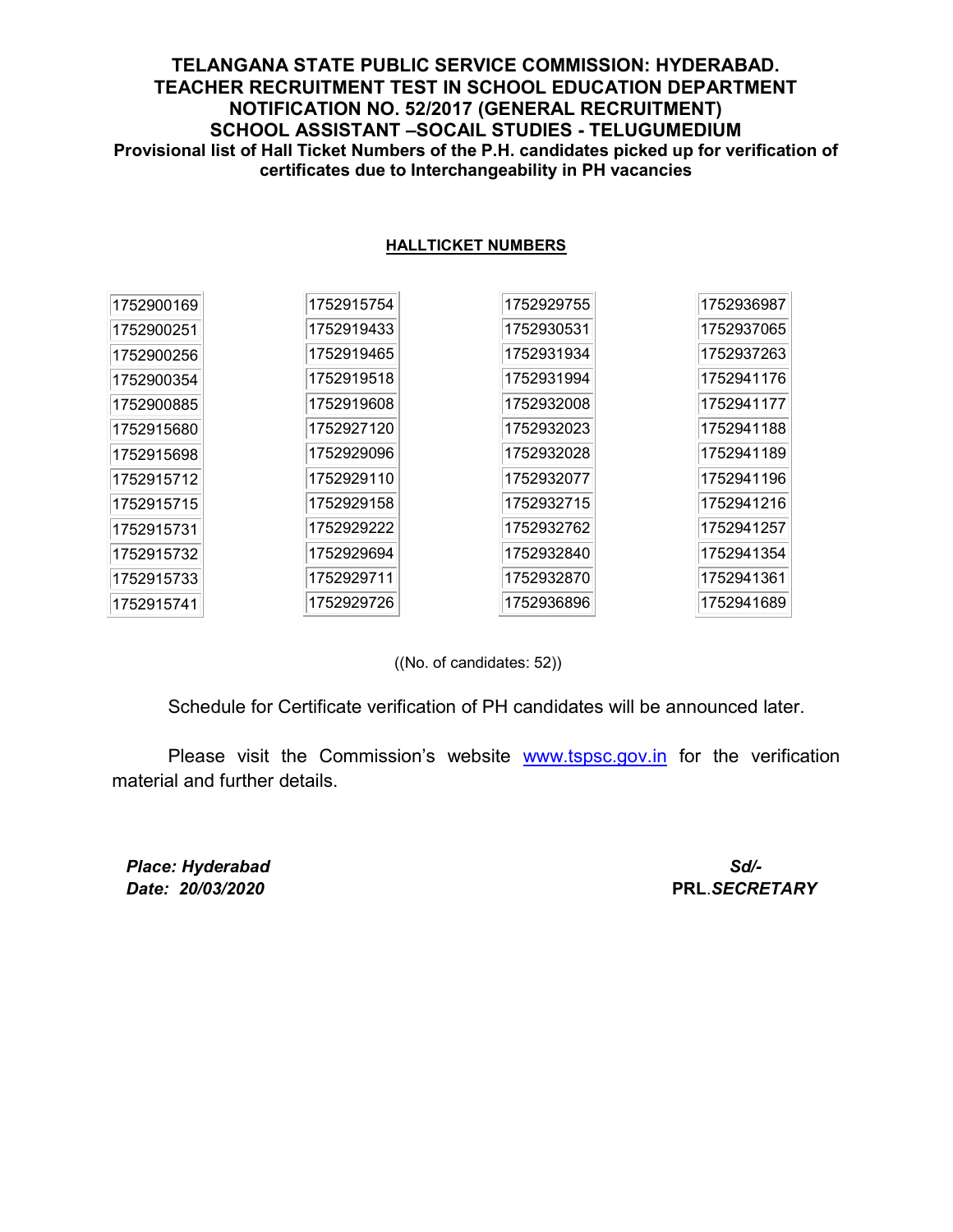# TELANGANA STATE PUBLIC SERVICE COMMISSION: HYDERABAD.
## TEACHER RECRUITMENT TEST IN SCHOOL EDUCATION DEPARTMENT
## NOTIFICATION NO. 52/2017 (GENERAL RECRUITMENT)
## SCHOOL ASSISTANT –SOCAIL STUDIES - TELUGUMEDIUM

**Provisional list of Hall Ticket Numbers of the P.H. candidates picked up for verification of certificates due to Interchangeability in PH vacancies**

**HALLTICKET NUMBERS**

| | | | |
|---|---|---|---|
| 1752900169 | 1752915754 | 1752929755 | 1752936987 |
| 1752900251 | 1752919433 | 1752930531 | 1752937065 |
| 1752900256 | 1752919465 | 1752931934 | 1752937263 |
| 1752900354 | 1752919518 | 1752931994 | 1752941176 |
| 1752900885 | 1752919608 | 1752932008 | 1752941177 |
| 1752915680 | 1752927120 | 1752932023 | 1752941188 |
| 1752915698 | 1752929096 | 1752932028 | 1752941189 |
| 1752915712 | 1752929110 | 1752932077 | 1752941196 |
| 1752915715 | 1752929158 | 1752932715 | 1752941216 |
| 1752915731 | 1752929222 | 1752932762 | 1752941257 |
| 1752915732 | 1752929694 | 1752932840 | 1752941354 |
| 1752915733 | 1752929711 | 1752932870 | 1752941361 |
| 1752915741 | 1752929726 | 1752936896 | 1752941689 |

((No. of candidates: 52))

Schedule for Certificate verification of PH candidates will be announced later.

Please visit the Commission's website www.tspsc.gov.in for the verification material and further details.

***Place: Hyderabad***
***Date: 20/03/2020***

***Sd/-***
**PRL.*SECRETARY***